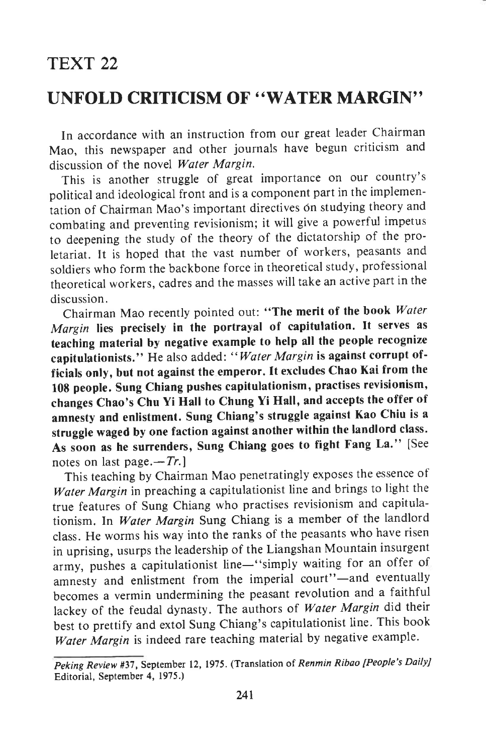# TEXT 22

## UNFOLD CRITICISM OF "WATER MARGIN"

In accordance with an instruction from our great leader Chairman Mao, this newspaper and other journals have begun criticism and discussion of the novel *Water Margin*.

This is another struggle of great importance on our country's political and ideological front and is a component part in the implementation of Chairman Mao's important directives on studying theory and combating and preventing revisionism; it will give a powerful impetus to deepening the study of the theory of the dictatorship of the proletariat. It is hoped that the vast number of workers, peasants and soldiers who form the backbone force in theoretical study, professional theoretical workers, cadres and the masses will take an active part in the discussion.

Chairman Mao recently pointed out: **"The merit of the book *Water Margin* lies precisely in the portrayal of capitulation. It serves as teaching material by negative example to help all the people recognize capitulationists."** He also added: **"*Water Margin* is against corrupt officials only, but not against the emperor. It excludes Chao Kai from the 108 people. Sung Chiang pushes capitulationism, practises revisionism, changes Chao's Chu Yi Hall to Chung Yi Hall, and accepts the offer of amnesty and enlistment. Sung Chiang's struggle against Kao Chiu is a struggle waged by one faction against another within the landlord class. As soon as he surrenders, Sung Chiang goes to fight Fang La."** [See notes on last page.—*Tr.*]

This teaching by Chairman Mao penetratingly exposes the essence of *Water Margin* in preaching a capitulationist line and brings to light the true features of Sung Chiang who practises revisionism and capitulationism. In *Water Margin* Sung Chiang is a member of the landlord class. He worms his way into the ranks of the peasants who have risen in uprising, usurps the leadership of the Liangshan Mountain insurgent army, pushes a capitulationist line—"simply waiting for an offer of amnesty and enlistment from the imperial court"—and eventually becomes a vermin undermining the peasant revolution and a faithful lackey of the feudal dynasty. The authors of *Water Margin* did their best to prettify and extol Sung Chiang's capitulationist line. This book *Water Margin* is indeed rare teaching material by negative example.

---

*Peking Review* #37, September 12, 1975. (Translation of *Renmin Ribao [People's Daily]* Editorial, September 4, 1975.)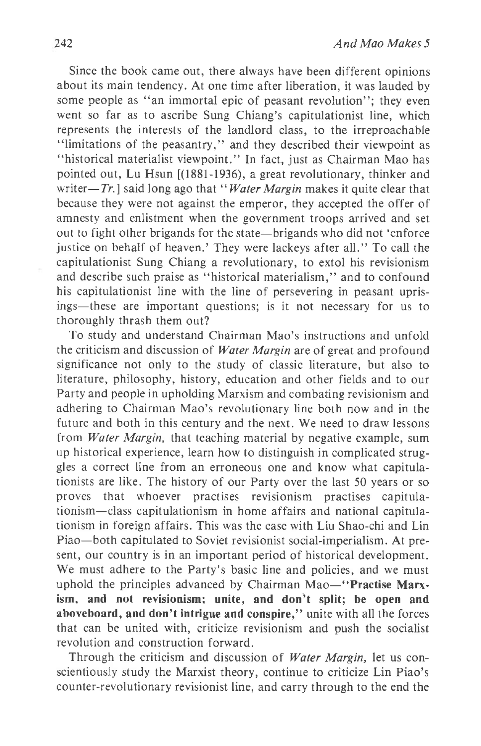Since the book came out, there always have been different opinions about its main tendency. At one time after liberation, it was lauded by some people as "an immortal epic of peasant revolution"; they even went so far as to ascribe Sung Chiang's capitulationist line, which represents the interests of the landlord class, to the irreproachable "limitations of the peasantry," and they described their viewpoint as "historical materialist viewpoint." In fact, just as Chairman Mao has pointed out, Lu Hsun [(1881-1936), a great revolutionary, thinker and writer—*Tr.*] said long ago that "*Water Margin* makes it quite clear that because they were not against the emperor, they accepted the offer of amnesty and enlistment when the government troops arrived and set out to fight other brigands for the state—brigands who did not 'enforce justice on behalf of heaven.' They were lackeys after all." To call the capitulationist Sung Chiang a revolutionary, to extol his revisionism and describe such praise as "historical materialism," and to confound his capitulationist line with the line of persevering in peasant uprisings—these are important questions; is it not necessary for us to thoroughly thrash them out?

To study and understand Chairman Mao's instructions and unfold the criticism and discussion of *Water Margin* are of great and profound significance not only to the study of classic literature, but also to literature, philosophy, history, education and other fields and to our Party and people in upholding Marxism and combating revisionism and adhering to Chairman Mao's revolutionary line both now and in the future and both in this century and the next. We need to draw lessons from *Water Margin,* that teaching material by negative example, sum up historical experience, learn how to distinguish in complicated struggles a correct line from an erroneous one and know what capitulationists are like. The history of our Party over the last 50 years or so proves that whoever practises revisionism practises capitulationism—class capitulationism in home affairs and national capitulationism in foreign affairs. This was the case with Liu Shao-chi and Lin Piao—both capitulated to Soviet revisionist social-imperialism. At present, our country is in an important period of historical development. We must adhere to the Party's basic line and policies, and we must uphold the principles advanced by Chairman Mao—"**Practise Marxism, and not revisionism; unite, and don't split; be open and aboveboard, and don't intrigue and conspire,**" unite with all the forces that can be united with, criticize revisionism and push the socialist revolution and construction forward.

Through the criticism and discussion of *Water Margin,* let us conscientiously study the Marxist theory, continue to criticize Lin Piao's counter-revolutionary revisionist line, and carry through to the end the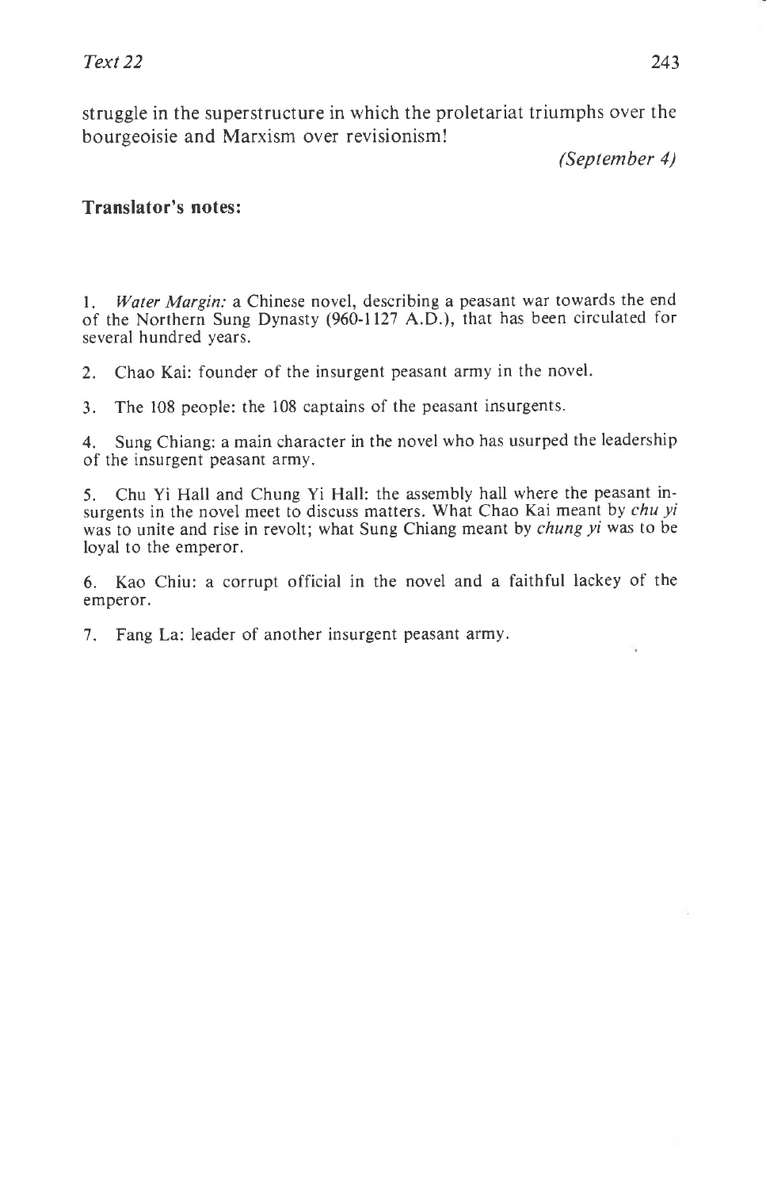struggle in the superstructure in which the proletariat triumphs over the bourgeoisie and Marxism over revisionism!

*(September 4)*

## Translator's notes:

1. *Water Margin:* a Chinese novel, describing a peasant war towards the end of the Northern Sung Dynasty (960-1127 A.D.), that has been circulated for several hundred years.

2. Chao Kai: founder of the insurgent peasant army in the novel.

3. The 108 people: the 108 captains of the peasant insurgents.

4. Sung Chiang: a main character in the novel who has usurped the leadership of the insurgent peasant army.

5. Chu Yi Hall and Chung Yi Hall: the assembly hall where the peasant insurgents in the novel meet to discuss matters. What Chao Kai meant by *chu yi* was to unite and rise in revolt; what Sung Chiang meant by *chung yi* was to be loyal to the emperor.

6. Kao Chiu: a corrupt official in the novel and a faithful lackey of the emperor.

7. Fang La: leader of another insurgent peasant army.